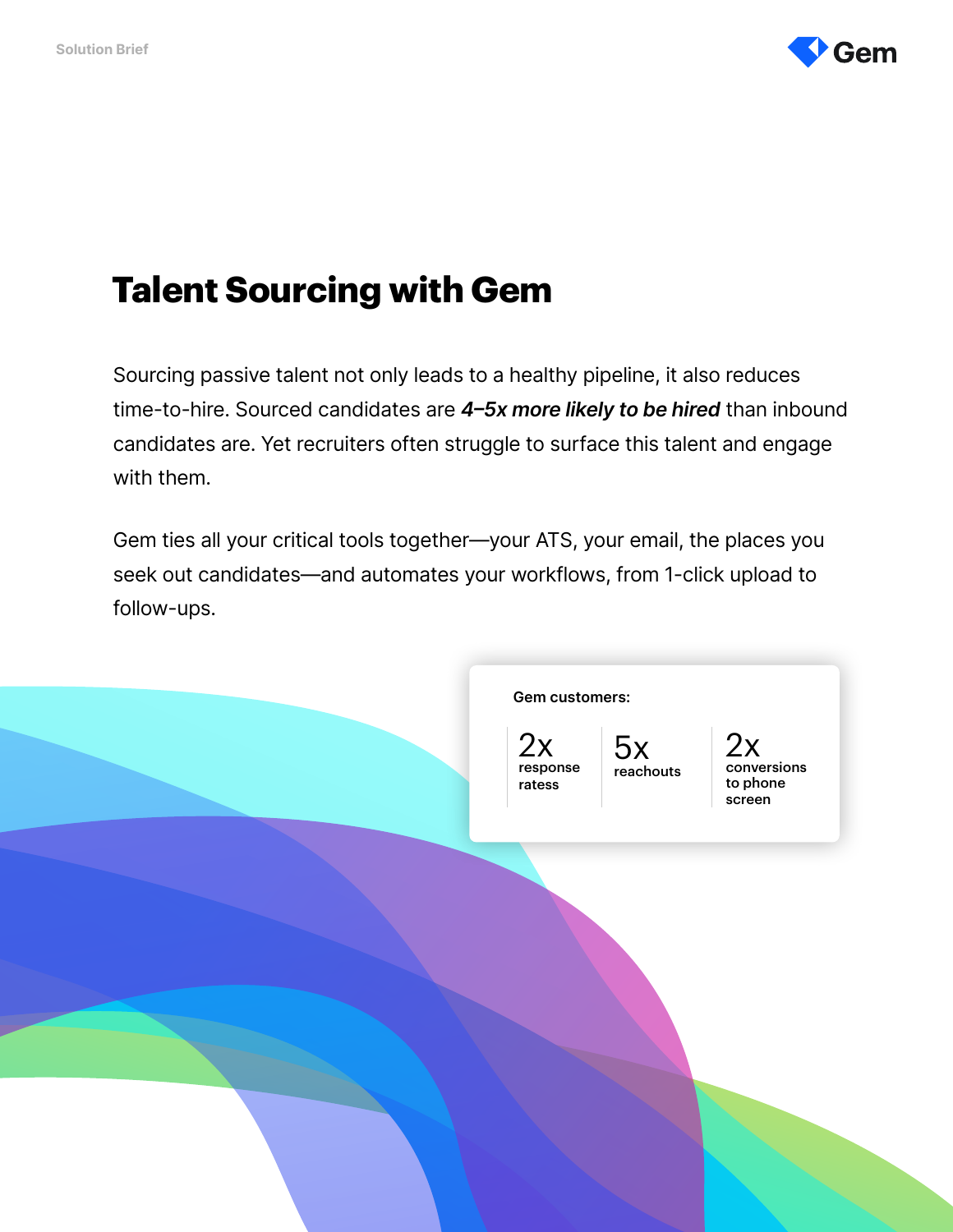Solution Brief

# Talent Sourcing with Gem

Sourcing passive talent not only leads to a healthy pipeline, it also reduces time-to-hire. Sourced candidates are ***4–5x more likely to be hired*** than inbound candidates are. Yet recruiters often struggle to surface this talent and engage with them.

Gem ties all your critical tools together—your ATS, your email, the places you seek out candidates—and automates your workflows, from 1-click upload to follow-ups.

**Gem customers:**

| 2x | 5x | 2x |
|---|---|---|
| response ratess | reachouts | conversions to phone screen |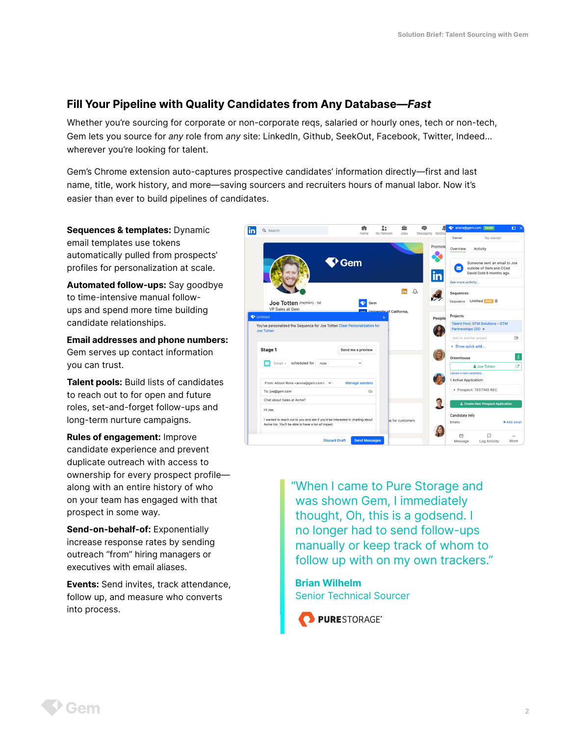## Fill Your Pipeline with Quality Candidates from Any Database—*Fast*

Whether you're sourcing for corporate or non-corporate reqs, salaried or hourly ones, tech or non-tech, Gem lets you source for *any* role from *any* site: LinkedIn, Github, SeekOut, Facebook, Twitter, Indeed... wherever you're looking for talent.

Gem's Chrome extension auto-captures prospective candidates' information directly—first and last name, title, work history, and more—saving sourcers and recruiters hours of manual labor. Now it's easier than ever to build pipelines of candidates.

**Sequences & templates:** Dynamic email templates use tokens automatically pulled from prospects' profiles for personalization at scale.

**Automated follow-ups:** Say goodbye to time-intensive manual follow-ups and spend more time building candidate relationships.

**Email addresses and phone numbers:** Gem serves up contact information you can trust.

**Talent pools:** Build lists of candidates to reach out to for open and future roles, set-and-forget follow-ups and long-term nurture campaigns.

**Rules of engagement:** Improve candidate experience and prevent duplicate outreach with access to ownership for every prospect profile—along with an entire history of who on your team has engaged with that prospect in some way.

**Send-on-behalf-of:** Exponentially increase response rates by sending outreach "from" hiring managers or executives with email aliases.

**Events:** Send invites, track attendance, follow up, and measure who converts into process.

> "When I came to Pure Storage and was shown Gem, I immediately thought, Oh, this is a godsend. I no longer had to send follow-ups manually or keep track of whom to follow up with on my own trackers."
>
> **Brian Wilhelm**
> Senior Technical Sourcer
>
> PURESTORAGE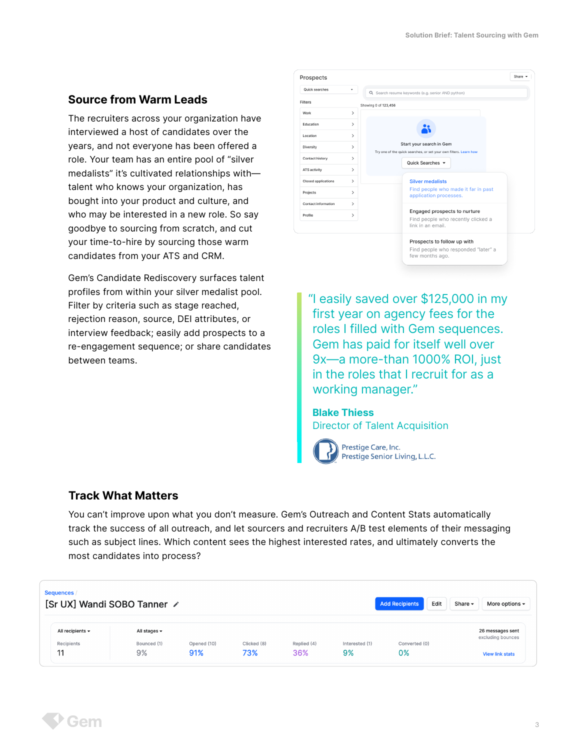## Source from Warm Leads

The recruiters across your organization have interviewed a host of candidates over the years, and not everyone has been offered a role. Your team has an entire pool of "silver medalists" it's cultivated relationships with—talent who knows your organization, has bought into your product and culture, and who may be interested in a new role. So say goodbye to sourcing from scratch, and cut your time-to-hire by sourcing those warm candidates from your ATS and CRM.

Gem's Candidate Rediscovery surfaces talent profiles from within your silver medalist pool. Filter by criteria such as stage reached, rejection reason, source, DEI attributes, or interview feedback; easily add prospects to a re-engagement sequence; or share candidates between teams.

> "I easily saved over $125,000 in my first year on agency fees for the roles I filled with Gem sequences. Gem has paid for itself well over 9x—a more-than 1000% ROI, just in the roles that I recruit for as a working manager."
>
> **Blake Thiess**
> Director of Talent Acquisition
>
> Prestige Care, Inc.
> Prestige Senior Living, L.L.C.

## Track What Matters

You can't improve upon what you don't measure. Gem's Outreach and Content Stats automatically track the success of all outreach, and let sourcers and recruiters A/B test elements of their messaging such as subject lines. Which content sees the highest interested rates, and ultimately converts the most candidates into process?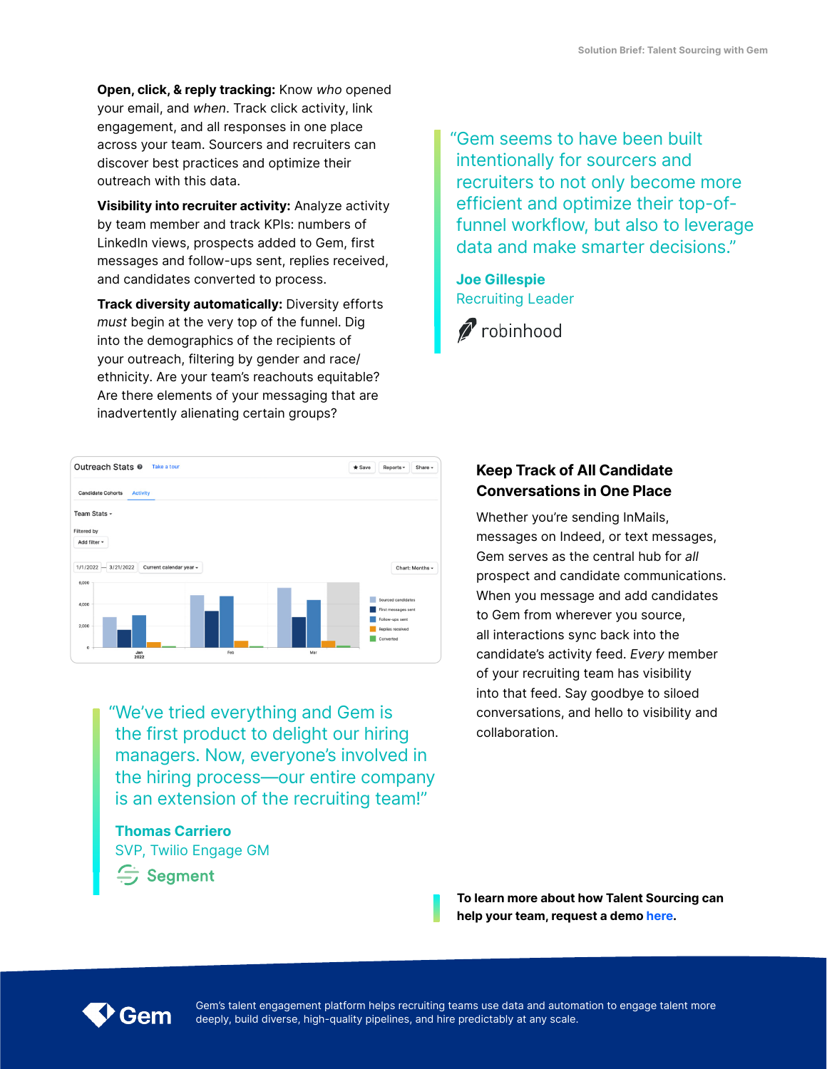**Open, click, & reply tracking:** Know *who* opened your email, and *when*. Track click activity, link engagement, and all responses in one place across your team. Sourcers and recruiters can discover best practices and optimize their outreach with this data.

**Visibility into recruiter activity:** Analyze activity by team member and track KPIs: numbers of LinkedIn views, prospects added to Gem, first messages and follow-ups sent, replies received, and candidates converted to process.

**Track diversity automatically:** Diversity efforts *must* begin at the very top of the funnel. Dig into the demographics of the recipients of your outreach, filtering by gender and race/ethnicity. Are your team's reachouts equitable? Are there elements of your messaging that are inadvertently alienating certain groups?

> "Gem seems to have been built intentionally for sourcers and recruiters to not only become more efficient and optimize their top-of-funnel workflow, but also to leverage data and make smarter decisions."
>
> **Joe Gillespie**
> Recruiting Leader
> robinhood

Outreach Stats
Take a tour
Save
Reports
Share
Candidate Cohorts
Activity
Team Stats
Filtered by
Add filter
1/1/2022 — 3/21/2022
Current calendar year
Chart: Months
6,000
4,000
2,000
0
Jan 2022
Feb
Mar
Sourced candidates
First messages sent
Follow-ups sent
Replies received
Converted

## Keep Track of All Candidate Conversations in One Place

Whether you're sending InMails, messages on Indeed, or text messages, Gem serves as the central hub for *all* prospect and candidate communications. When you message and add candidates to Gem from wherever you source, all interactions sync back into the candidate's activity feed. *Every* member of your recruiting team has visibility into that feed. Say goodbye to siloed conversations, and hello to visibility and collaboration.

> "We've tried everything and Gem is the first product to delight our hiring managers. Now, everyone's involved in the hiring process—our entire company is an extension of the recruiting team!"
>
> **Thomas Carriero**
> SVP, Twilio Engage GM
> Segment

**To learn more about how Talent Sourcing can help your team, request a demo here.**

Gem

Gem's talent engagement platform helps recruiting teams use data and automation to engage talent more deeply, build diverse, high-quality pipelines, and hire predictably at any scale.